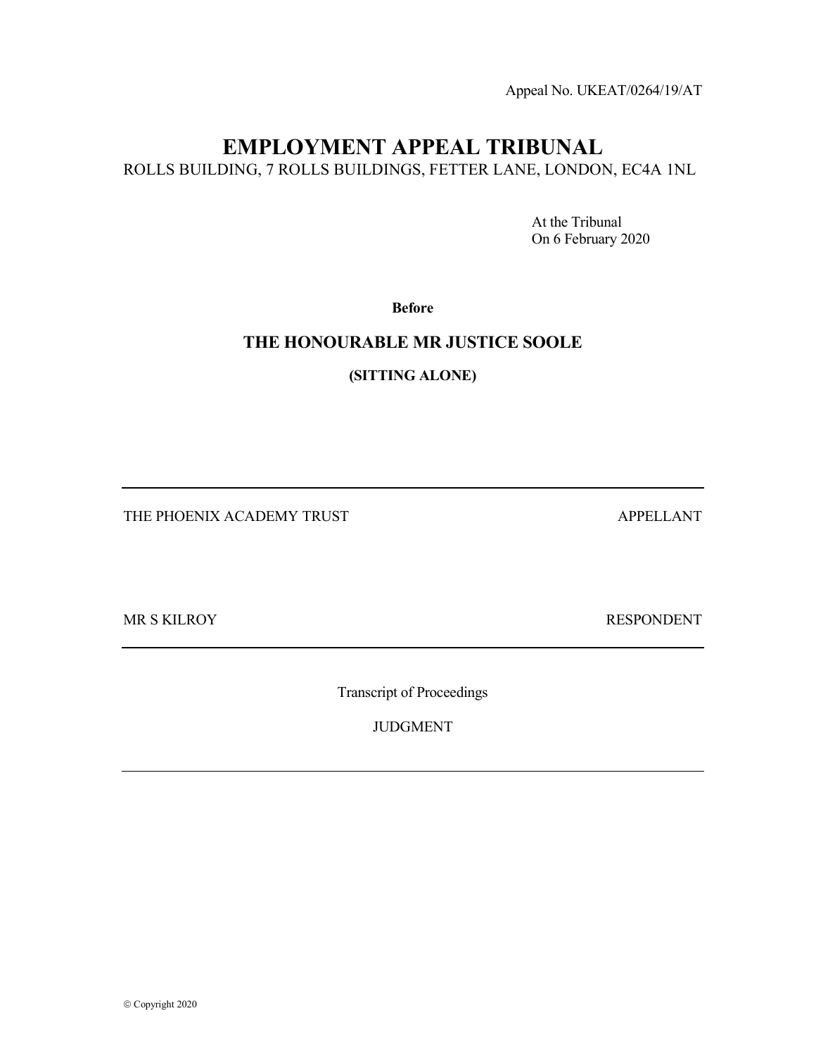Appeal No. UKEAT/0264/19/AT

# EMPLOYMENT APPEAL TRIBUNAL

ROLLS BUILDING, 7 ROLLS BUILDINGS, FETTER LANE, LONDON, EC4A 1NL

At the Tribunal
On 6 February 2020

**Before**

## THE HONOURABLE MR JUSTICE SOOLE

**(SITTING ALONE)**

---

THE PHOENIX ACADEMY TRUST — APPELLANT

MR S KILROY — RESPONDENT

---

Transcript of Proceedings

JUDGMENT

---

© Copyright 2020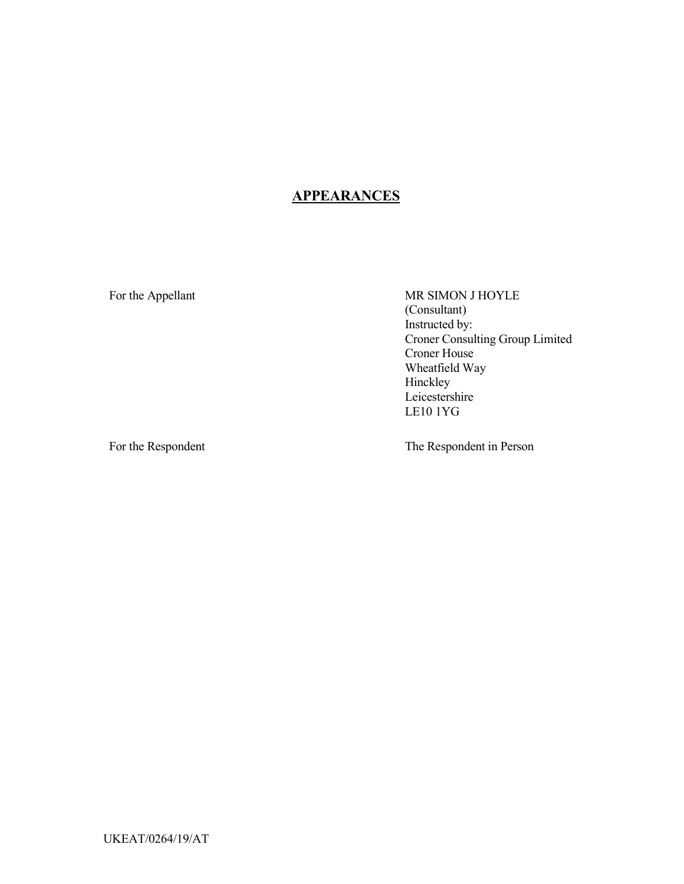# **APPEARANCES**

| | |
|---|---|
| For the Appellant | MR SIMON J HOYLE<br>(Consultant)<br>Instructed by:<br>Croner Consulting Group Limited<br>Croner House<br>Wheatfield Way<br>Hinckley<br>Leicestershire<br>LE10 1YG |
| For the Respondent | The Respondent in Person |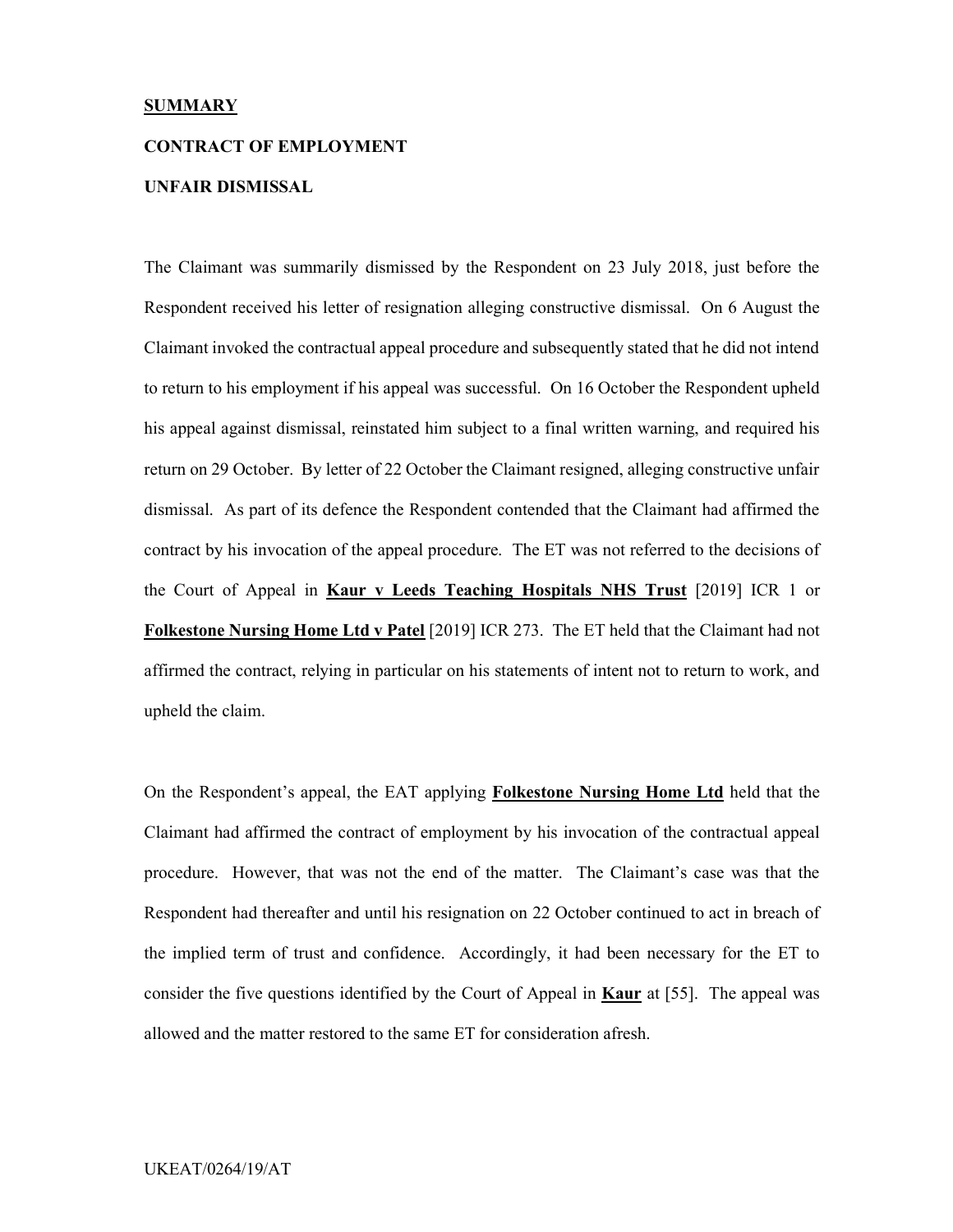**SUMMARY**

**CONTRACT OF EMPLOYMENT**

**UNFAIR DISMISSAL**

The Claimant was summarily dismissed by the Respondent on 23 July 2018, just before the Respondent received his letter of resignation alleging constructive dismissal. On 6 August the Claimant invoked the contractual appeal procedure and subsequently stated that he did not intend to return to his employment if his appeal was successful. On 16 October the Respondent upheld his appeal against dismissal, reinstated him subject to a final written warning, and required his return on 29 October. By letter of 22 October the Claimant resigned, alleging constructive unfair dismissal. As part of its defence the Respondent contended that the Claimant had affirmed the contract by his invocation of the appeal procedure. The ET was not referred to the decisions of the Court of Appeal in **Kaur v Leeds Teaching Hospitals NHS Trust** [2019] ICR 1 or **Folkestone Nursing Home Ltd v Patel** [2019] ICR 273. The ET held that the Claimant had not affirmed the contract, relying in particular on his statements of intent not to return to work, and upheld the claim.

On the Respondent's appeal, the EAT applying **Folkestone Nursing Home Ltd** held that the Claimant had affirmed the contract of employment by his invocation of the contractual appeal procedure. However, that was not the end of the matter. The Claimant's case was that the Respondent had thereafter and until his resignation on 22 October continued to act in breach of the implied term of trust and confidence. Accordingly, it had been necessary for the ET to consider the five questions identified by the Court of Appeal in **Kaur** at [55]. The appeal was allowed and the matter restored to the same ET for consideration afresh.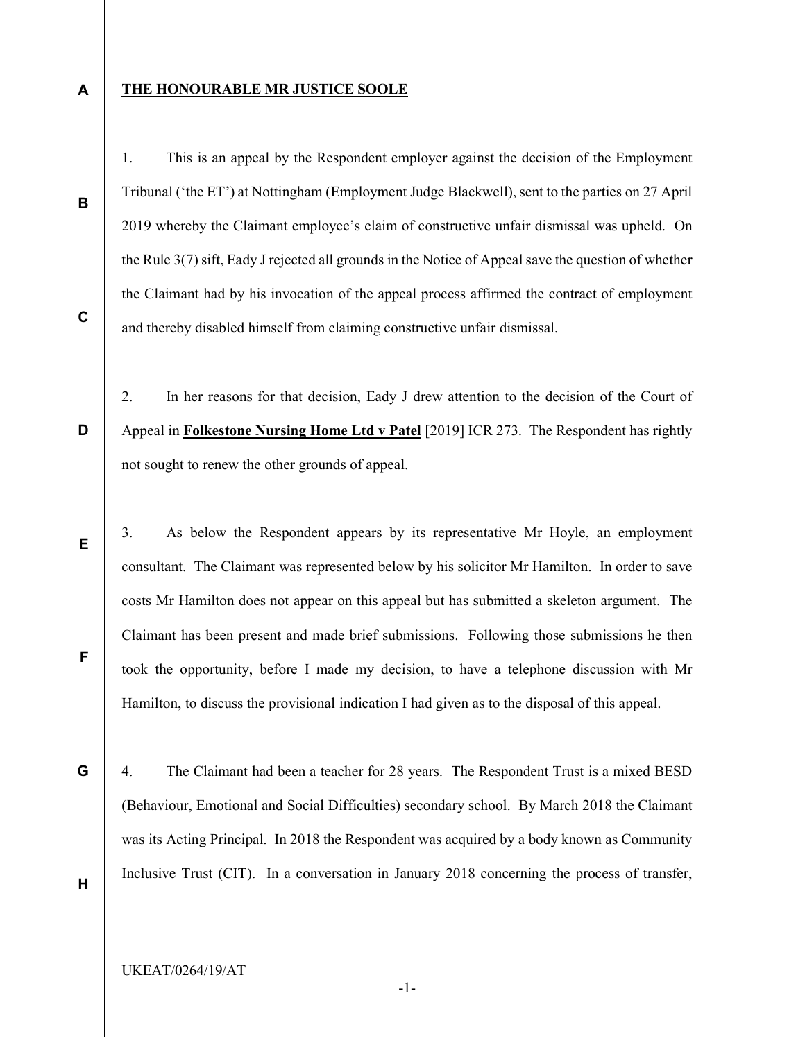**THE HONOURABLE MR JUSTICE SOOLE**

1. This is an appeal by the Respondent employer against the decision of the Employment Tribunal ('the ET') at Nottingham (Employment Judge Blackwell), sent to the parties on 27 April 2019 whereby the Claimant employee's claim of constructive unfair dismissal was upheld. On the Rule 3(7) sift, Eady J rejected all grounds in the Notice of Appeal save the question of whether the Claimant had by his invocation of the appeal process affirmed the contract of employment and thereby disabled himself from claiming constructive unfair dismissal.

2. In her reasons for that decision, Eady J drew attention to the decision of the Court of Appeal in **Folkestone Nursing Home Ltd v Patel** [2019] ICR 273. The Respondent has rightly not sought to renew the other grounds of appeal.

3. As below the Respondent appears by its representative Mr Hoyle, an employment consultant. The Claimant was represented below by his solicitor Mr Hamilton. In order to save costs Mr Hamilton does not appear on this appeal but has submitted a skeleton argument. The Claimant has been present and made brief submissions. Following those submissions he then took the opportunity, before I made my decision, to have a telephone discussion with Mr Hamilton, to discuss the provisional indication I had given as to the disposal of this appeal.

4. The Claimant had been a teacher for 28 years. The Respondent Trust is a mixed BESD (Behaviour, Emotional and Social Difficulties) secondary school. By March 2018 the Claimant was its Acting Principal. In 2018 the Respondent was acquired by a body known as Community Inclusive Trust (CIT). In a conversation in January 2018 concerning the process of transfer,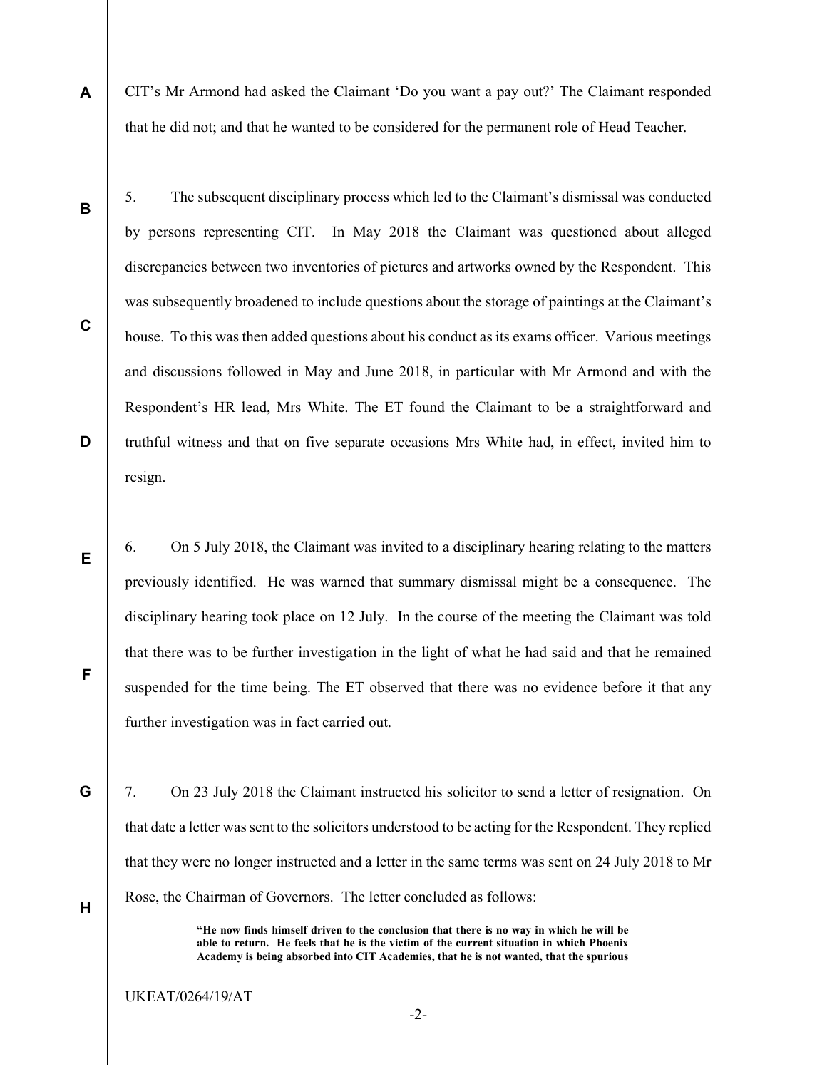CIT's Mr Armond had asked the Claimant 'Do you want a pay out?' The Claimant responded that he did not; and that he wanted to be considered for the permanent role of Head Teacher.

5. The subsequent disciplinary process which led to the Claimant's dismissal was conducted by persons representing CIT. In May 2018 the Claimant was questioned about alleged discrepancies between two inventories of pictures and artworks owned by the Respondent. This was subsequently broadened to include questions about the storage of paintings at the Claimant's house. To this was then added questions about his conduct as its exams officer. Various meetings and discussions followed in May and June 2018, in particular with Mr Armond and with the Respondent's HR lead, Mrs White. The ET found the Claimant to be a straightforward and truthful witness and that on five separate occasions Mrs White had, in effect, invited him to resign.

6. On 5 July 2018, the Claimant was invited to a disciplinary hearing relating to the matters previously identified. He was warned that summary dismissal might be a consequence. The disciplinary hearing took place on 12 July. In the course of the meeting the Claimant was told that there was to be further investigation in the light of what he had said and that he remained suspended for the time being. The ET observed that there was no evidence before it that any further investigation was in fact carried out.

7. On 23 July 2018 the Claimant instructed his solicitor to send a letter of resignation. On that date a letter was sent to the solicitors understood to be acting for the Respondent. They replied that they were no longer instructed and a letter in the same terms was sent on 24 July 2018 to Mr Rose, the Chairman of Governors. The letter concluded as follows:

> **"He now finds himself driven to the conclusion that there is no way in which he will be able to return. He feels that he is the victim of the current situation in which Phoenix Academy is being absorbed into CIT Academies, that he is not wanted, that the spurious**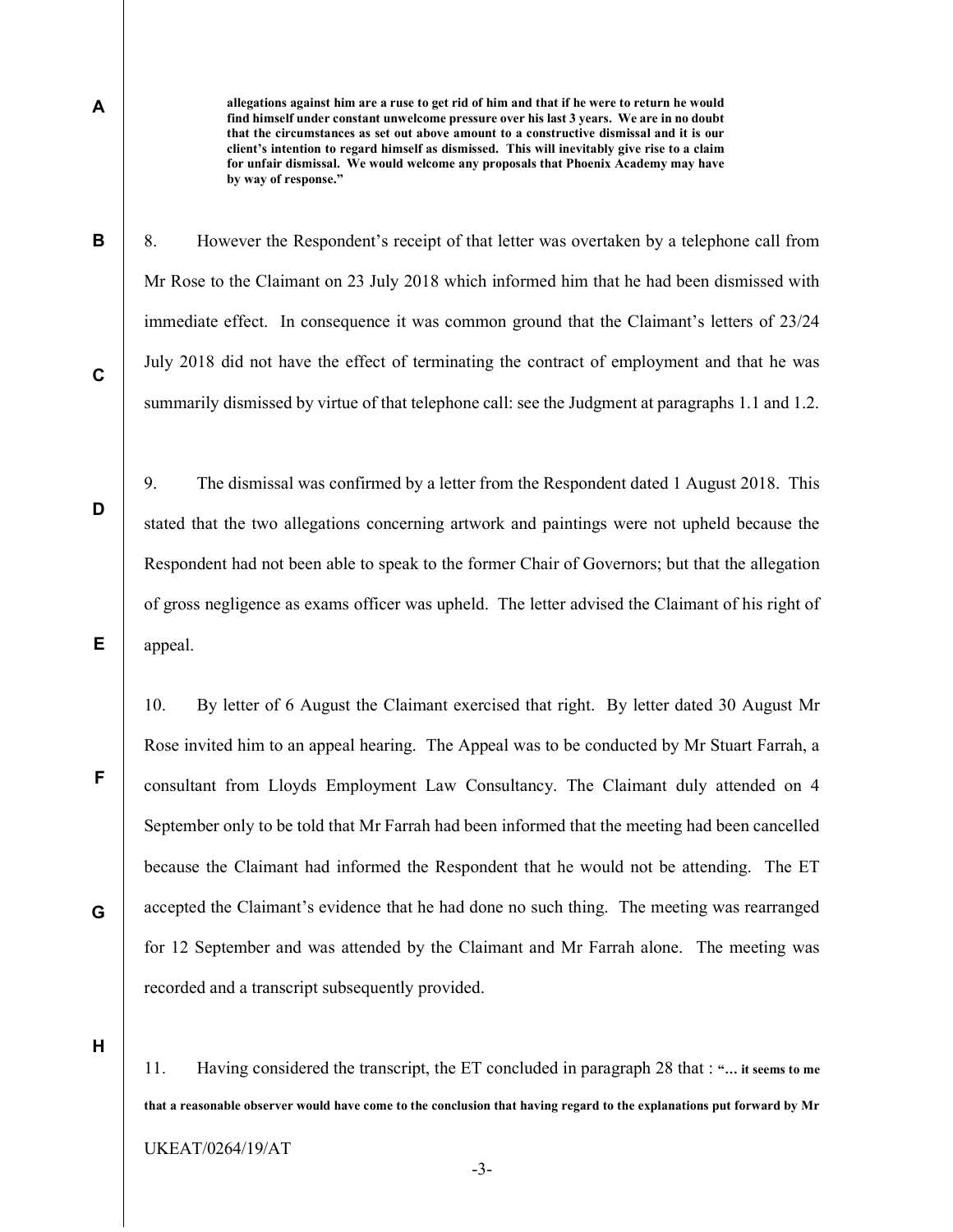**allegations against him are a ruse to get rid of him and that if he were to return he would find himself under constant unwelcome pressure over his last 3 years. We are in no doubt that the circumstances as set out above amount to a constructive dismissal and it is our client's intention to regard himself as dismissed. This will inevitably give rise to a claim for unfair dismissal. We would welcome any proposals that Phoenix Academy may have by way of response."**

8. However the Respondent's receipt of that letter was overtaken by a telephone call from Mr Rose to the Claimant on 23 July 2018 which informed him that he had been dismissed with immediate effect. In consequence it was common ground that the Claimant's letters of 23/24 July 2018 did not have the effect of terminating the contract of employment and that he was summarily dismissed by virtue of that telephone call: see the Judgment at paragraphs 1.1 and 1.2.

9. The dismissal was confirmed by a letter from the Respondent dated 1 August 2018. This stated that the two allegations concerning artwork and paintings were not upheld because the Respondent had not been able to speak to the former Chair of Governors; but that the allegation of gross negligence as exams officer was upheld. The letter advised the Claimant of his right of appeal.

10. By letter of 6 August the Claimant exercised that right. By letter dated 30 August Mr Rose invited him to an appeal hearing. The Appeal was to be conducted by Mr Stuart Farrah, a consultant from Lloyds Employment Law Consultancy. The Claimant duly attended on 4 September only to be told that Mr Farrah had been informed that the meeting had been cancelled because the Claimant had informed the Respondent that he would not be attending. The ET accepted the Claimant's evidence that he had done no such thing. The meeting was rearranged for 12 September and was attended by the Claimant and Mr Farrah alone. The meeting was recorded and a transcript subsequently provided.

11. Having considered the transcript, the ET concluded in paragraph 28 that : **"… it seems to me that a reasonable observer would have come to the conclusion that having regard to the explanations put forward by Mr**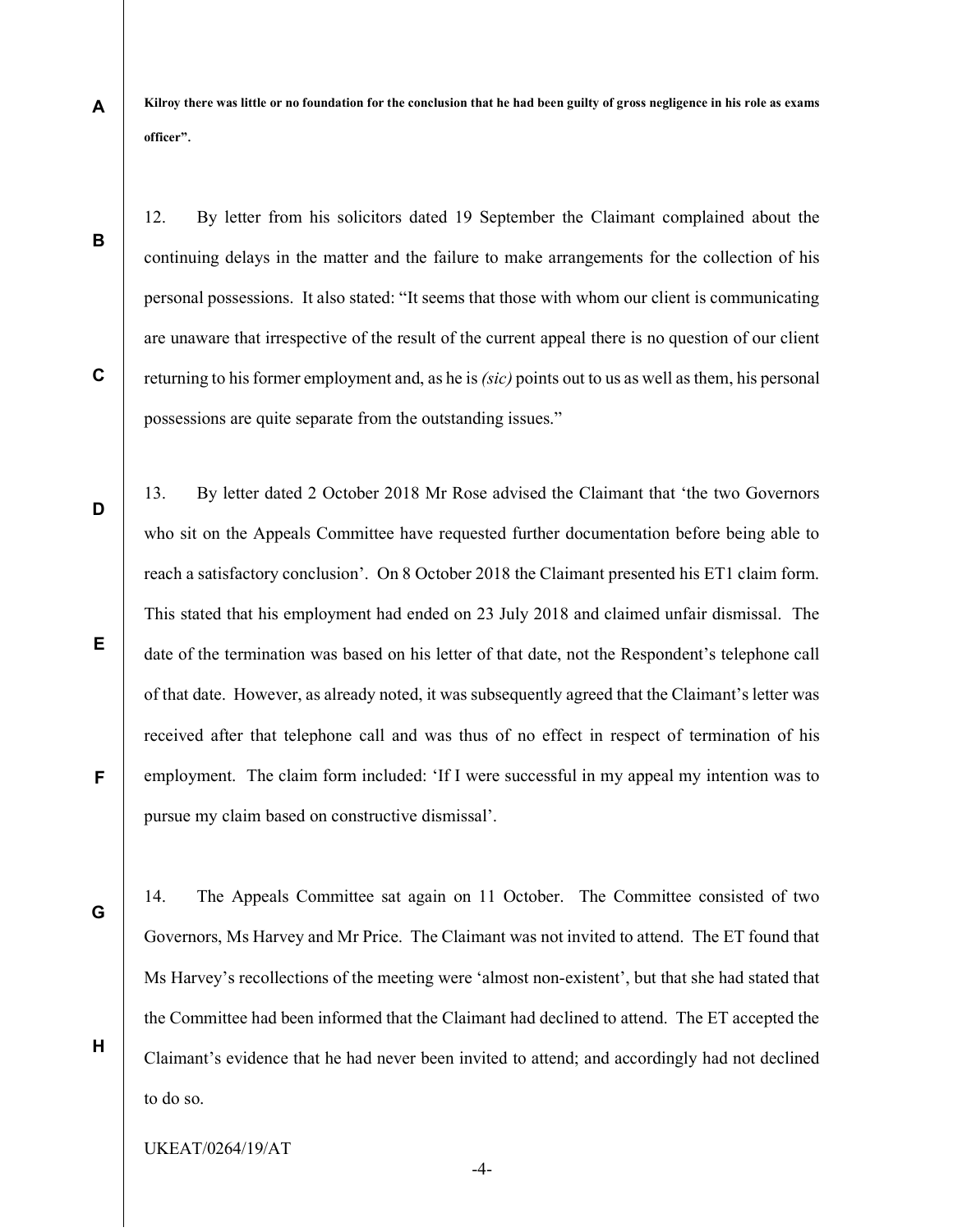**Kilroy there was little or no foundation for the conclusion that he had been guilty of gross negligence in his role as exams officer".**

12. By letter from his solicitors dated 19 September the Claimant complained about the continuing delays in the matter and the failure to make arrangements for the collection of his personal possessions. It also stated: "It seems that those with whom our client is communicating are unaware that irrespective of the result of the current appeal there is no question of our client returning to his former employment and, as he is *(sic)* points out to us as well as them, his personal possessions are quite separate from the outstanding issues."

13. By letter dated 2 October 2018 Mr Rose advised the Claimant that 'the two Governors who sit on the Appeals Committee have requested further documentation before being able to reach a satisfactory conclusion'. On 8 October 2018 the Claimant presented his ET1 claim form. This stated that his employment had ended on 23 July 2018 and claimed unfair dismissal. The date of the termination was based on his letter of that date, not the Respondent's telephone call of that date. However, as already noted, it was subsequently agreed that the Claimant's letter was received after that telephone call and was thus of no effect in respect of termination of his employment. The claim form included: 'If I were successful in my appeal my intention was to pursue my claim based on constructive dismissal'.

14. The Appeals Committee sat again on 11 October. The Committee consisted of two Governors, Ms Harvey and Mr Price. The Claimant was not invited to attend. The ET found that Ms Harvey's recollections of the meeting were 'almost non-existent', but that she had stated that the Committee had been informed that the Claimant had declined to attend. The ET accepted the Claimant's evidence that he had never been invited to attend; and accordingly had not declined to do so.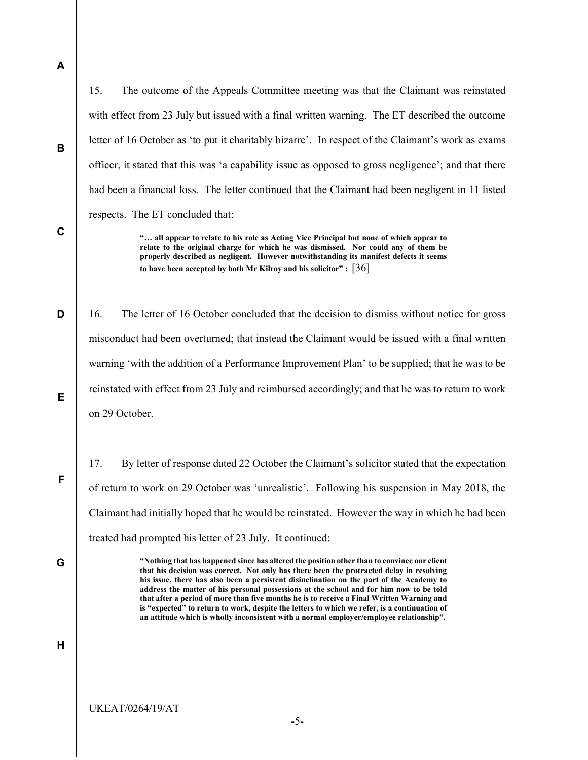15. The outcome of the Appeals Committee meeting was that the Claimant was reinstated with effect from 23 July but issued with a final written warning. The ET described the outcome letter of 16 October as 'to put it charitably bizarre'. In respect of the Claimant's work as exams officer, it stated that this was 'a capability issue as opposed to gross negligence'; and that there had been a financial loss. The letter continued that the Claimant had been negligent in 11 listed respects. The ET concluded that:

> **"… all appear to relate to his role as Acting Vice Principal but none of which appear to relate to the original charge for which he was dismissed. Nor could any of them be properly described as negligent. However notwithstanding its manifest defects it seems to have been accepted by both Mr Kilroy and his solicitor" :** [36]

16. The letter of 16 October concluded that the decision to dismiss without notice for gross misconduct had been overturned; that instead the Claimant would be issued with a final written warning 'with the addition of a Performance Improvement Plan' to be supplied; that he was to be reinstated with effect from 23 July and reimbursed accordingly; and that he was to return to work on 29 October.

17. By letter of response dated 22 October the Claimant's solicitor stated that the expectation of return to work on 29 October was 'unrealistic'. Following his suspension in May 2018, the Claimant had initially hoped that he would be reinstated. However the way in which he had been treated had prompted his letter of 23 July. It continued:

> **"Nothing that has happened since has altered the position other than to convince our client that his decision was correct. Not only has there been the protracted delay in resolving his issue, there has also been a persistent disinclination on the part of the Academy to address the matter of his personal possessions at the school and for him now to be told that after a period of more than five months he is to receive a Final Written Warning and is "expected" to return to work, despite the letters to which we refer, is a continuation of an attitude which is wholly inconsistent with a normal employer/employee relationship".**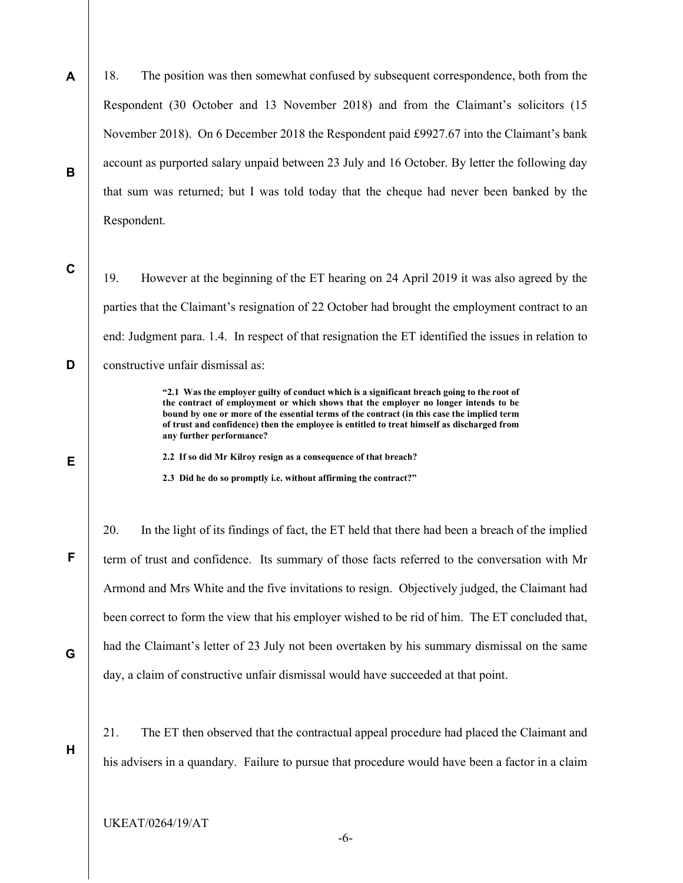18. The position was then somewhat confused by subsequent correspondence, both from the Respondent (30 October and 13 November 2018) and from the Claimant's solicitors (15 November 2018). On 6 December 2018 the Respondent paid £9927.67 into the Claimant's bank account as purported salary unpaid between 23 July and 16 October. By letter the following day that sum was returned; but I was told today that the cheque had never been banked by the Respondent.

19. However at the beginning of the ET hearing on 24 April 2019 it was also agreed by the parties that the Claimant's resignation of 22 October had brought the employment contract to an end: Judgment para. 1.4. In respect of that resignation the ET identified the issues in relation to constructive unfair dismissal as:

> **"2.1 Was the employer guilty of conduct which is a significant breach going to the root of the contract of employment or which shows that the employer no longer intends to be bound by one or more of the essential terms of the contract (in this case the implied term of trust and confidence) then the employee is entitled to treat himself as discharged from any further performance?**
>
> **2.2 If so did Mr Kilroy resign as a consequence of that breach?**
>
> **2.3 Did he do so promptly i.e. without affirming the contract?"**

20. In the light of its findings of fact, the ET held that there had been a breach of the implied term of trust and confidence. Its summary of those facts referred to the conversation with Mr Armond and Mrs White and the five invitations to resign. Objectively judged, the Claimant had been correct to form the view that his employer wished to be rid of him. The ET concluded that, had the Claimant's letter of 23 July not been overtaken by his summary dismissal on the same day, a claim of constructive unfair dismissal would have succeeded at that point.

21. The ET then observed that the contractual appeal procedure had placed the Claimant and his advisers in a quandary. Failure to pursue that procedure would have been a factor in a claim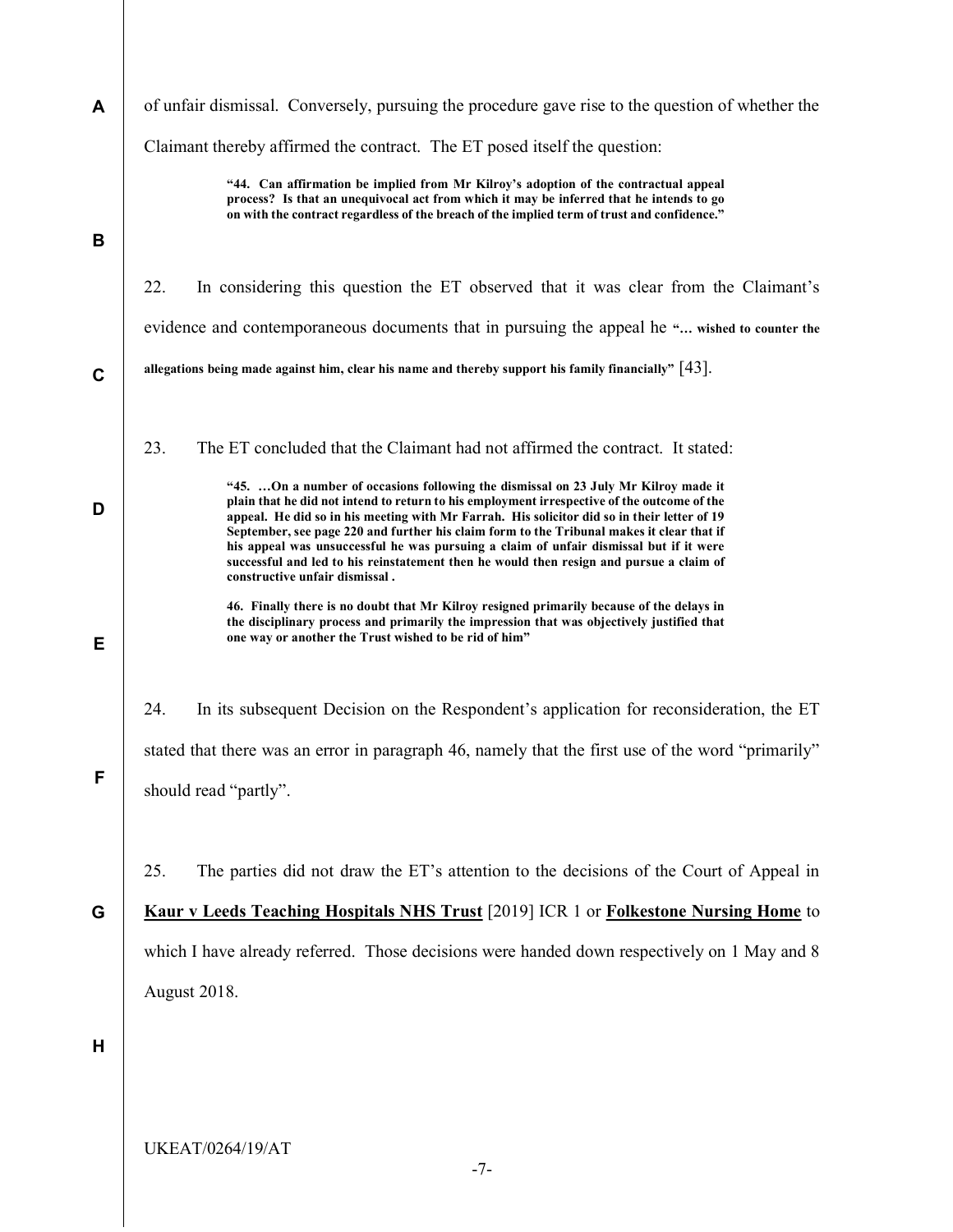of unfair dismissal. Conversely, pursuing the procedure gave rise to the question of whether the Claimant thereby affirmed the contract. The ET posed itself the question:

> **"44. Can affirmation be implied from Mr Kilroy's adoption of the contractual appeal process? Is that an unequivocal act from which it may be inferred that he intends to go on with the contract regardless of the breach of the implied term of trust and confidence."**

22. In considering this question the ET observed that it was clear from the Claimant's evidence and contemporaneous documents that in pursuing the appeal he **"… wished to counter the allegations being made against him, clear his name and thereby support his family financially"** [43].

23. The ET concluded that the Claimant had not affirmed the contract. It stated:

> **"45. …On a number of occasions following the dismissal on 23 July Mr Kilroy made it plain that he did not intend to return to his employment irrespective of the outcome of the appeal. He did so in his meeting with Mr Farrah. His solicitor did so in their letter of 19 September, see page 220 and further his claim form to the Tribunal makes it clear that if his appeal was unsuccessful he was pursuing a claim of unfair dismissal but if it were successful and led to his reinstatement then he would then resign and pursue a claim of constructive unfair dismissal .**
>
> **46. Finally there is no doubt that Mr Kilroy resigned primarily because of the delays in the disciplinary process and primarily the impression that was objectively justified that one way or another the Trust wished to be rid of him"**

24. In its subsequent Decision on the Respondent's application for reconsideration, the ET stated that there was an error in paragraph 46, namely that the first use of the word "primarily" should read "partly".

25. The parties did not draw the ET's attention to the decisions of the Court of Appeal in **Kaur v Leeds Teaching Hospitals NHS Trust** [2019] ICR 1 or **Folkestone Nursing Home** to which I have already referred. Those decisions were handed down respectively on 1 May and 8 August 2018.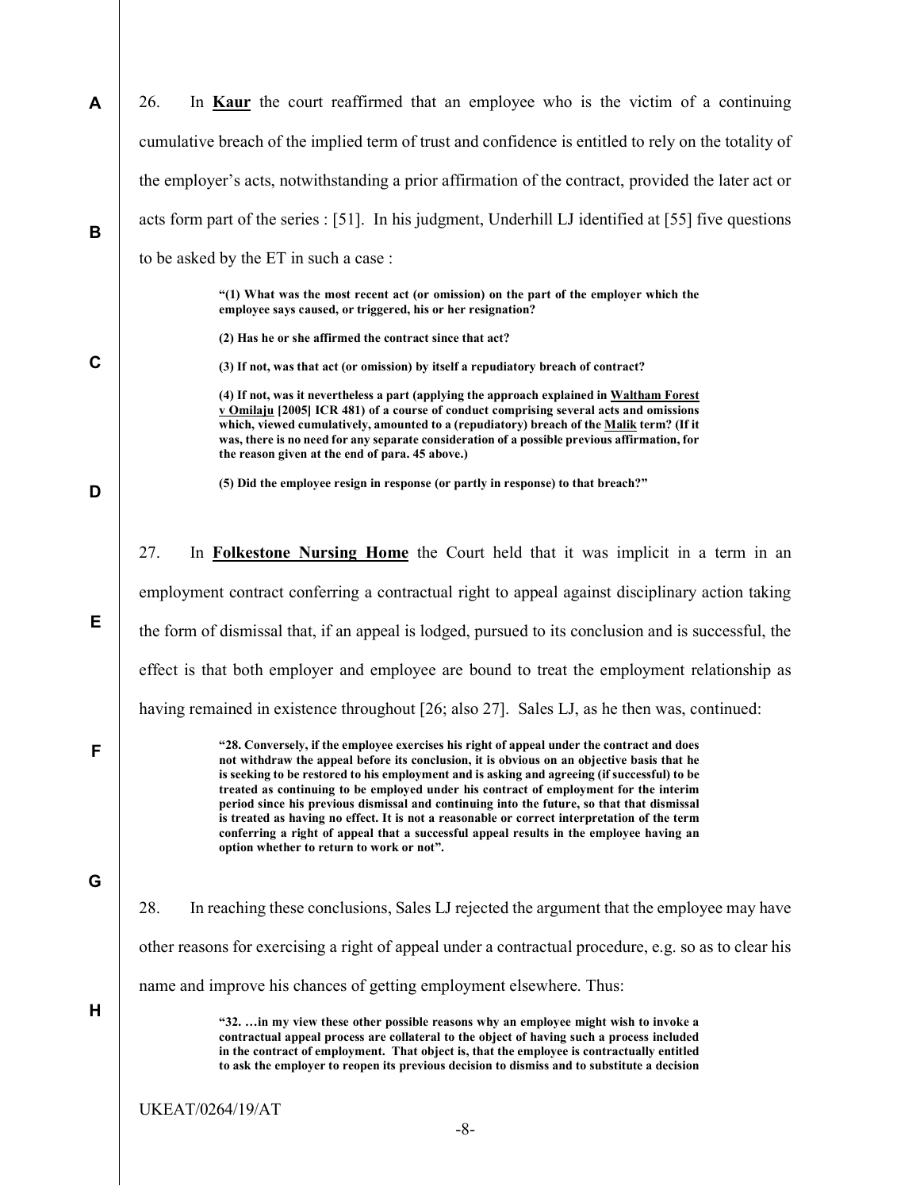26. In **Kaur** the court reaffirmed that an employee who is the victim of a continuing cumulative breach of the implied term of trust and confidence is entitled to rely on the totality of the employer's acts, notwithstanding a prior affirmation of the contract, provided the later act or acts form part of the series : [51]. In his judgment, Underhill LJ identified at [55] five questions to be asked by the ET in such a case :

> **"(1) What was the most recent act (or omission) on the part of the employer which the employee says caused, or triggered, his or her resignation?**
>
> **(2) Has he or she affirmed the contract since that act?**
>
> **(3) If not, was that act (or omission) by itself a repudiatory breach of contract?**
>
> **(4) If not, was it nevertheless a part (applying the approach explained in Waltham Forest v Omilaju [2005] ICR 481) of a course of conduct comprising several acts and omissions which, viewed cumulatively, amounted to a (repudiatory) breach of the Malik term? (If it was, there is no need for any separate consideration of a possible previous affirmation, for the reason given at the end of para. 45 above.)**
>
> **(5) Did the employee resign in response (or partly in response) to that breach?"**

27. In **Folkestone Nursing Home** the Court held that it was implicit in a term in an employment contract conferring a contractual right to appeal against disciplinary action taking the form of dismissal that, if an appeal is lodged, pursued to its conclusion and is successful, the effect is that both employer and employee are bound to treat the employment relationship as having remained in existence throughout [26; also 27]. Sales LJ, as he then was, continued:

> **"28. Conversely, if the employee exercises his right of appeal under the contract and does not withdraw the appeal before its conclusion, it is obvious on an objective basis that he is seeking to be restored to his employment and is asking and agreeing (if successful) to be treated as continuing to be employed under his contract of employment for the interim period since his previous dismissal and continuing into the future, so that that dismissal is treated as having no effect. It is not a reasonable or correct interpretation of the term conferring a right of appeal that a successful appeal results in the employee having an option whether to return to work or not".**

28. In reaching these conclusions, Sales LJ rejected the argument that the employee may have other reasons for exercising a right of appeal under a contractual procedure, e.g. so as to clear his name and improve his chances of getting employment elsewhere. Thus:

> **"32. …in my view these other possible reasons why an employee might wish to invoke a contractual appeal process are collateral to the object of having such a process included in the contract of employment. That object is, that the employee is contractually entitled to ask the employer to reopen its previous decision to dismiss and to substitute a decision**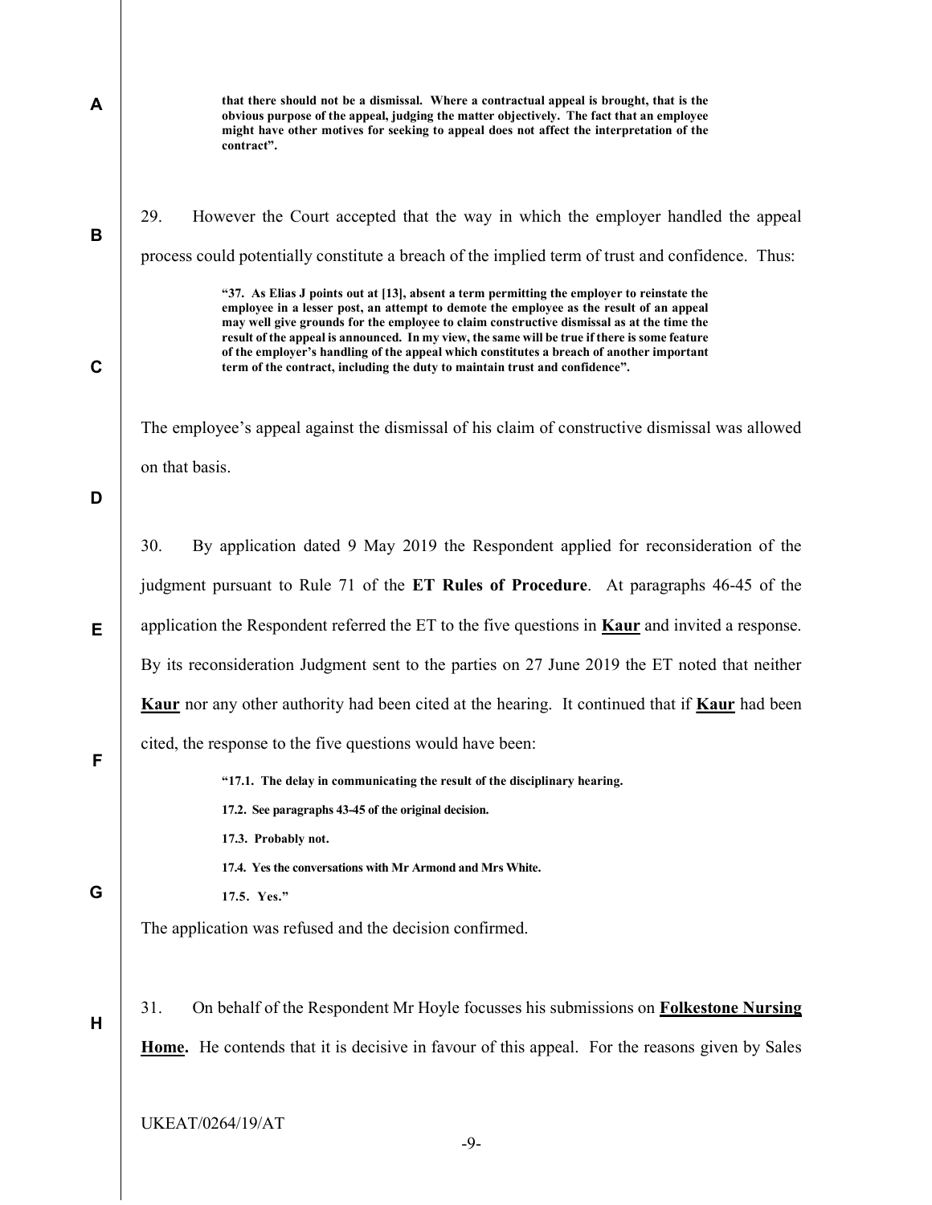**that there should not be a dismissal. Where a contractual appeal is brought, that is the obvious purpose of the appeal, judging the matter objectively. The fact that an employee might have other motives for seeking to appeal does not affect the interpretation of the contract".**

29. However the Court accepted that the way in which the employer handled the appeal process could potentially constitute a breach of the implied term of trust and confidence. Thus:

> **"37. As Elias J points out at [13], absent a term permitting the employer to reinstate the employee in a lesser post, an attempt to demote the employee as the result of an appeal may well give grounds for the employee to claim constructive dismissal as at the time the result of the appeal is announced. In my view, the same will be true if there is some feature of the employer's handling of the appeal which constitutes a breach of another important term of the contract, including the duty to maintain trust and confidence".**

The employee's appeal against the dismissal of his claim of constructive dismissal was allowed on that basis.

30. By application dated 9 May 2019 the Respondent applied for reconsideration of the judgment pursuant to Rule 71 of the **ET Rules of Procedure**. At paragraphs 46-45 of the application the Respondent referred the ET to the five questions in **Kaur** and invited a response. By its reconsideration Judgment sent to the parties on 27 June 2019 the ET noted that neither **Kaur** nor any other authority had been cited at the hearing. It continued that if **Kaur** had been cited, the response to the five questions would have been:

> **"17.1. The delay in communicating the result of the disciplinary hearing.**
>
> **17.2. See paragraphs 43-45 of the original decision.**
>
> **17.3. Probably not.**
>
> **17.4. Yes the conversations with Mr Armond and Mrs White.**
>
> **17.5. Yes."**

The application was refused and the decision confirmed.

31. On behalf of the Respondent Mr Hoyle focusses his submissions on **Folkestone Nursing Home.** He contends that it is decisive in favour of this appeal. For the reasons given by Sales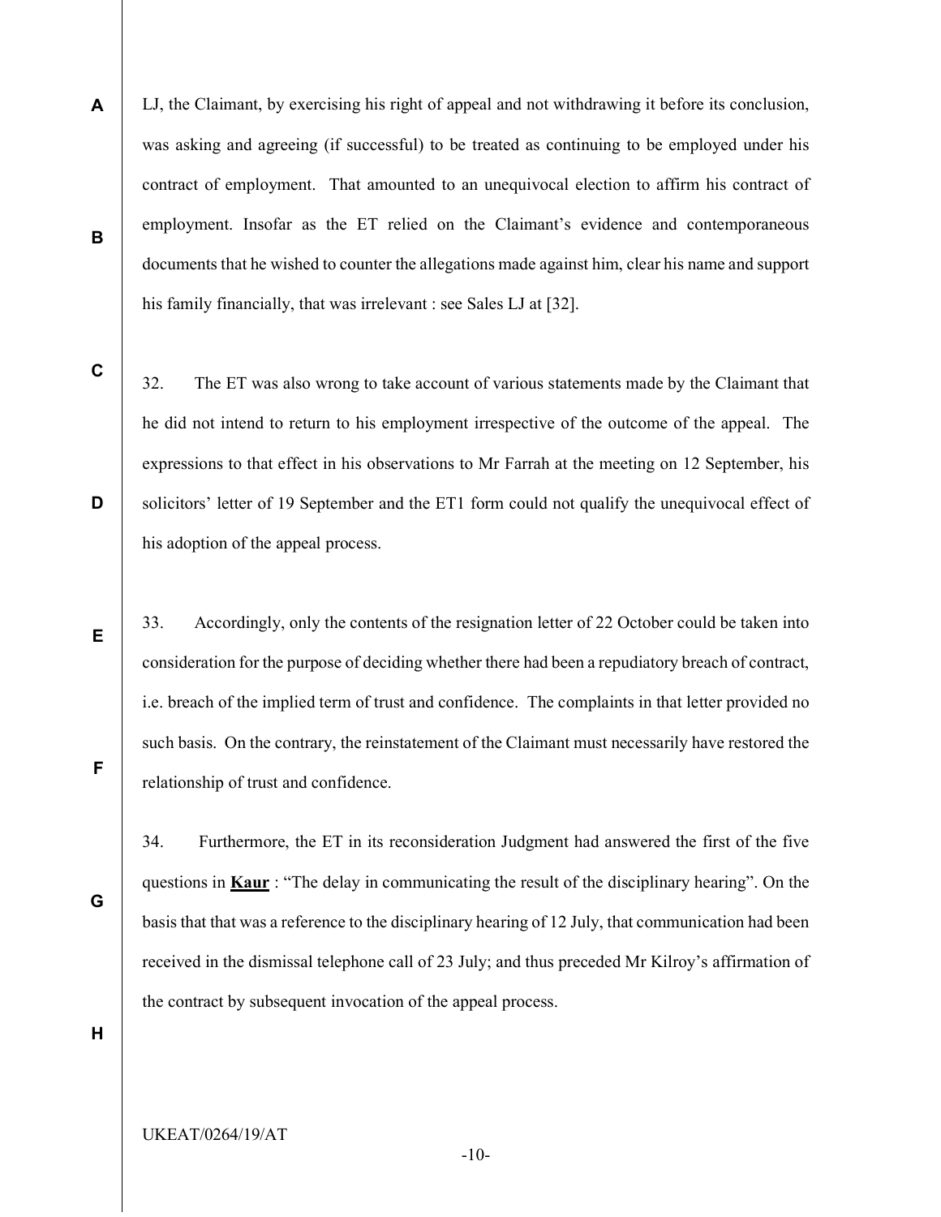LJ, the Claimant, by exercising his right of appeal and not withdrawing it before its conclusion, was asking and agreeing (if successful) to be treated as continuing to be employed under his contract of employment. That amounted to an unequivocal election to affirm his contract of employment. Insofar as the ET relied on the Claimant's evidence and contemporaneous documents that he wished to counter the allegations made against him, clear his name and support his family financially, that was irrelevant : see Sales LJ at [32].

32. The ET was also wrong to take account of various statements made by the Claimant that he did not intend to return to his employment irrespective of the outcome of the appeal. The expressions to that effect in his observations to Mr Farrah at the meeting on 12 September, his solicitors' letter of 19 September and the ET1 form could not qualify the unequivocal effect of his adoption of the appeal process.

33. Accordingly, only the contents of the resignation letter of 22 October could be taken into consideration for the purpose of deciding whether there had been a repudiatory breach of contract, i.e. breach of the implied term of trust and confidence. The complaints in that letter provided no such basis. On the contrary, the reinstatement of the Claimant must necessarily have restored the relationship of trust and confidence.

34. Furthermore, the ET in its reconsideration Judgment had answered the first of the five questions in **Kaur** : "The delay in communicating the result of the disciplinary hearing". On the basis that that was a reference to the disciplinary hearing of 12 July, that communication had been received in the dismissal telephone call of 23 July; and thus preceded Mr Kilroy's affirmation of the contract by subsequent invocation of the appeal process.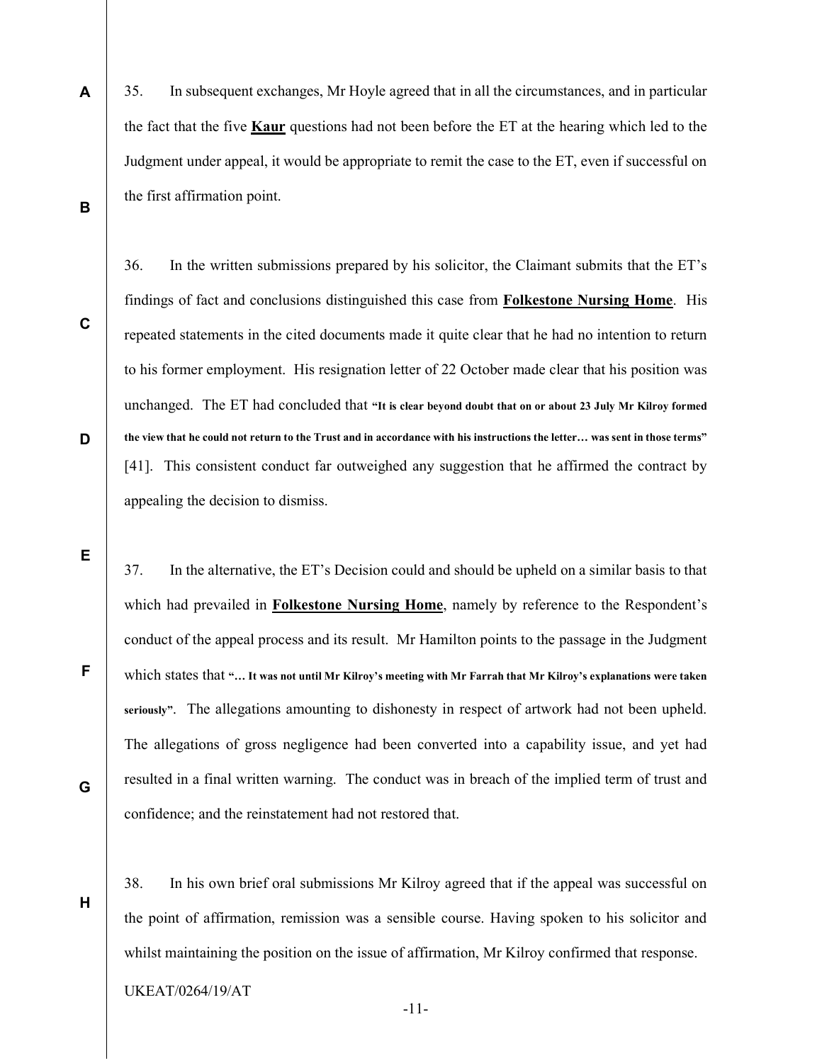35. In subsequent exchanges, Mr Hoyle agreed that in all the circumstances, and in particular the fact that the five **Kaur** questions had not been before the ET at the hearing which led to the Judgment under appeal, it would be appropriate to remit the case to the ET, even if successful on the first affirmation point.

36. In the written submissions prepared by his solicitor, the Claimant submits that the ET's findings of fact and conclusions distinguished this case from **Folkestone Nursing Home**. His repeated statements in the cited documents made it quite clear that he had no intention to return to his former employment. His resignation letter of 22 October made clear that his position was unchanged. The ET had concluded that **"It is clear beyond doubt that on or about 23 July Mr Kilroy formed the view that he could not return to the Trust and in accordance with his instructions the letter… was sent in those terms"** [41]. This consistent conduct far outweighed any suggestion that he affirmed the contract by appealing the decision to dismiss.

37. In the alternative, the ET's Decision could and should be upheld on a similar basis to that which had prevailed in **Folkestone Nursing Home**, namely by reference to the Respondent's conduct of the appeal process and its result. Mr Hamilton points to the passage in the Judgment which states that **"… It was not until Mr Kilroy's meeting with Mr Farrah that Mr Kilroy's explanations were taken seriously"**. The allegations amounting to dishonesty in respect of artwork had not been upheld. The allegations of gross negligence had been converted into a capability issue, and yet had resulted in a final written warning. The conduct was in breach of the implied term of trust and confidence; and the reinstatement had not restored that.

38. In his own brief oral submissions Mr Kilroy agreed that if the appeal was successful on the point of affirmation, remission was a sensible course. Having spoken to his solicitor and whilst maintaining the position on the issue of affirmation, Mr Kilroy confirmed that response.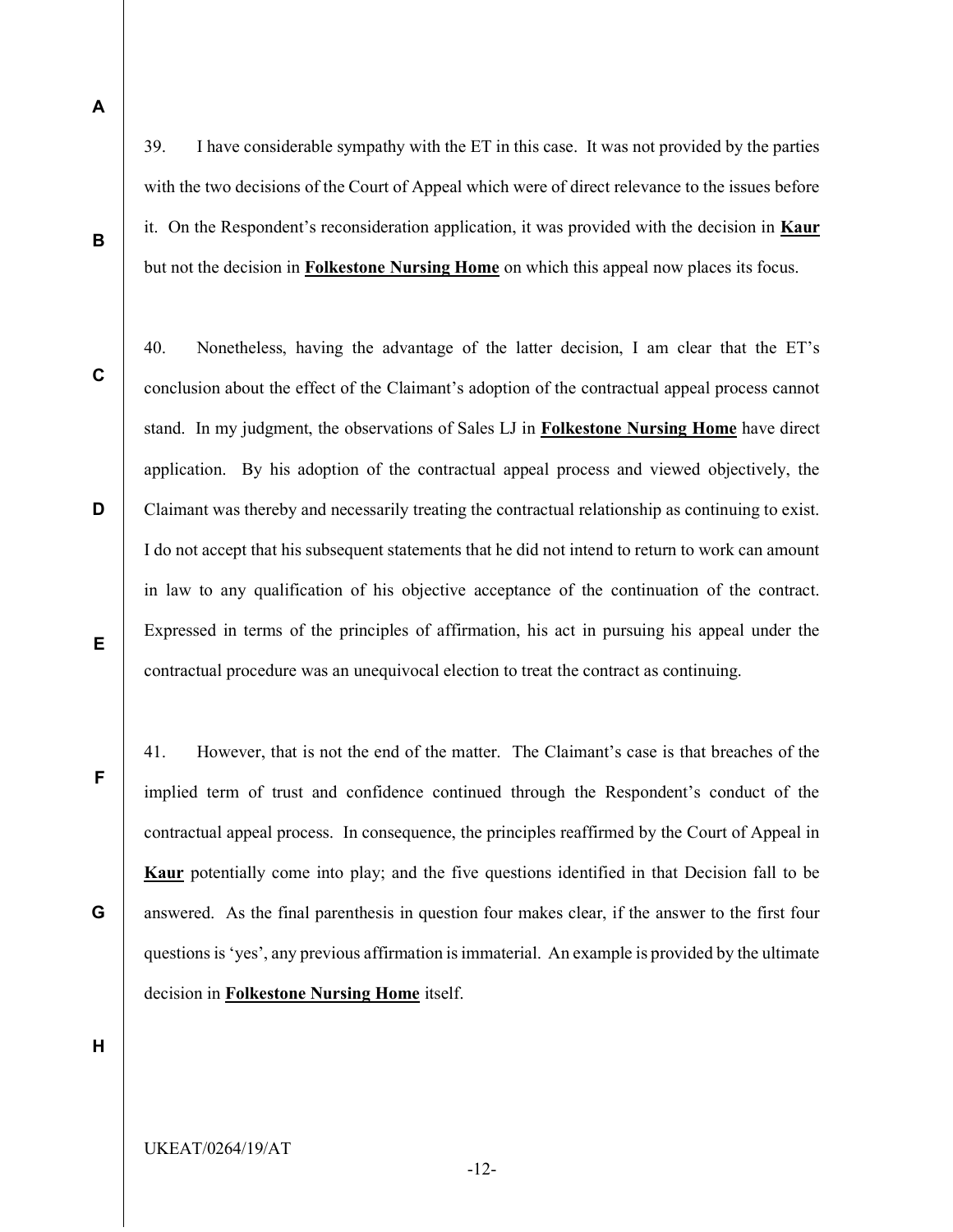39. I have considerable sympathy with the ET in this case. It was not provided by the parties with the two decisions of the Court of Appeal which were of direct relevance to the issues before it. On the Respondent's reconsideration application, it was provided with the decision in **Kaur** but not the decision in **Folkestone Nursing Home** on which this appeal now places its focus.

40. Nonetheless, having the advantage of the latter decision, I am clear that the ET's conclusion about the effect of the Claimant's adoption of the contractual appeal process cannot stand. In my judgment, the observations of Sales LJ in **Folkestone Nursing Home** have direct application. By his adoption of the contractual appeal process and viewed objectively, the Claimant was thereby and necessarily treating the contractual relationship as continuing to exist. I do not accept that his subsequent statements that he did not intend to return to work can amount in law to any qualification of his objective acceptance of the continuation of the contract. Expressed in terms of the principles of affirmation, his act in pursuing his appeal under the contractual procedure was an unequivocal election to treat the contract as continuing.

41. However, that is not the end of the matter. The Claimant's case is that breaches of the implied term of trust and confidence continued through the Respondent's conduct of the contractual appeal process. In consequence, the principles reaffirmed by the Court of Appeal in **Kaur** potentially come into play; and the five questions identified in that Decision fall to be answered. As the final parenthesis in question four makes clear, if the answer to the first four questions is 'yes', any previous affirmation is immaterial. An example is provided by the ultimate decision in **Folkestone Nursing Home** itself.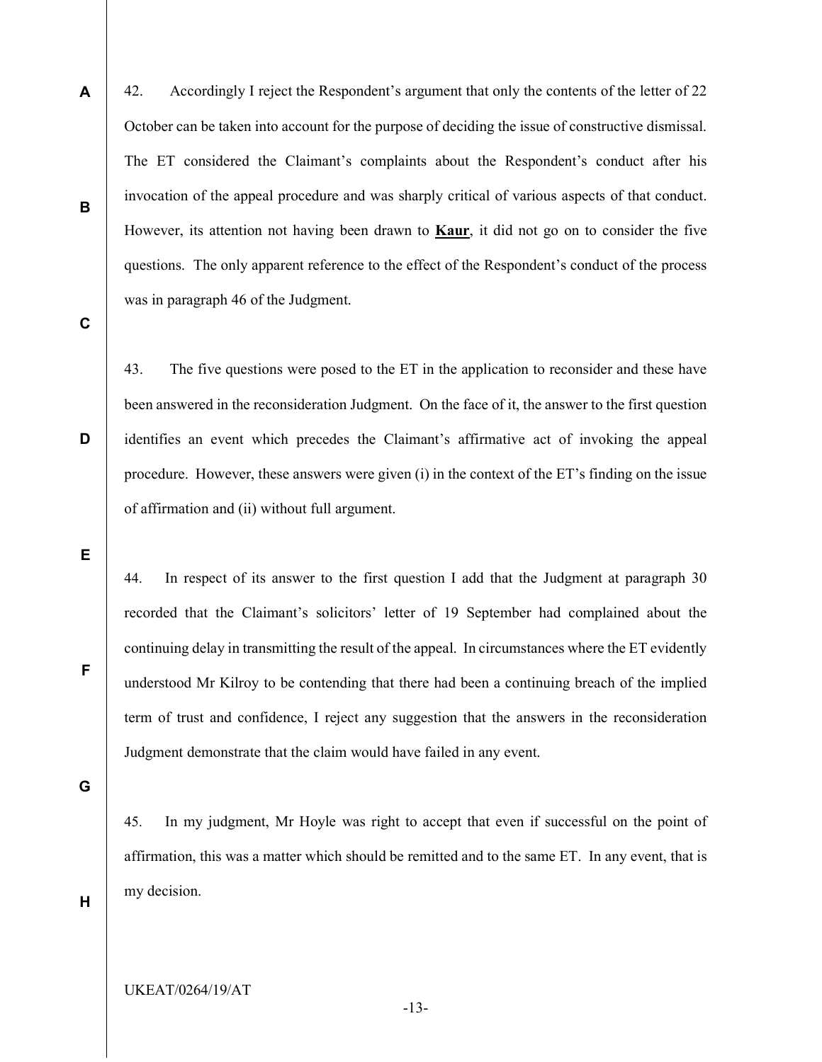42. Accordingly I reject the Respondent's argument that only the contents of the letter of 22 October can be taken into account for the purpose of deciding the issue of constructive dismissal. The ET considered the Claimant's complaints about the Respondent's conduct after his invocation of the appeal procedure and was sharply critical of various aspects of that conduct. However, its attention not having been drawn to **Kaur**, it did not go on to consider the five questions. The only apparent reference to the effect of the Respondent's conduct of the process was in paragraph 46 of the Judgment.

43. The five questions were posed to the ET in the application to reconsider and these have been answered in the reconsideration Judgment. On the face of it, the answer to the first question identifies an event which precedes the Claimant's affirmative act of invoking the appeal procedure. However, these answers were given (i) in the context of the ET's finding on the issue of affirmation and (ii) without full argument.

44. In respect of its answer to the first question I add that the Judgment at paragraph 30 recorded that the Claimant's solicitors' letter of 19 September had complained about the continuing delay in transmitting the result of the appeal. In circumstances where the ET evidently understood Mr Kilroy to be contending that there had been a continuing breach of the implied term of trust and confidence, I reject any suggestion that the answers in the reconsideration Judgment demonstrate that the claim would have failed in any event.

45. In my judgment, Mr Hoyle was right to accept that even if successful on the point of affirmation, this was a matter which should be remitted and to the same ET. In any event, that is my decision.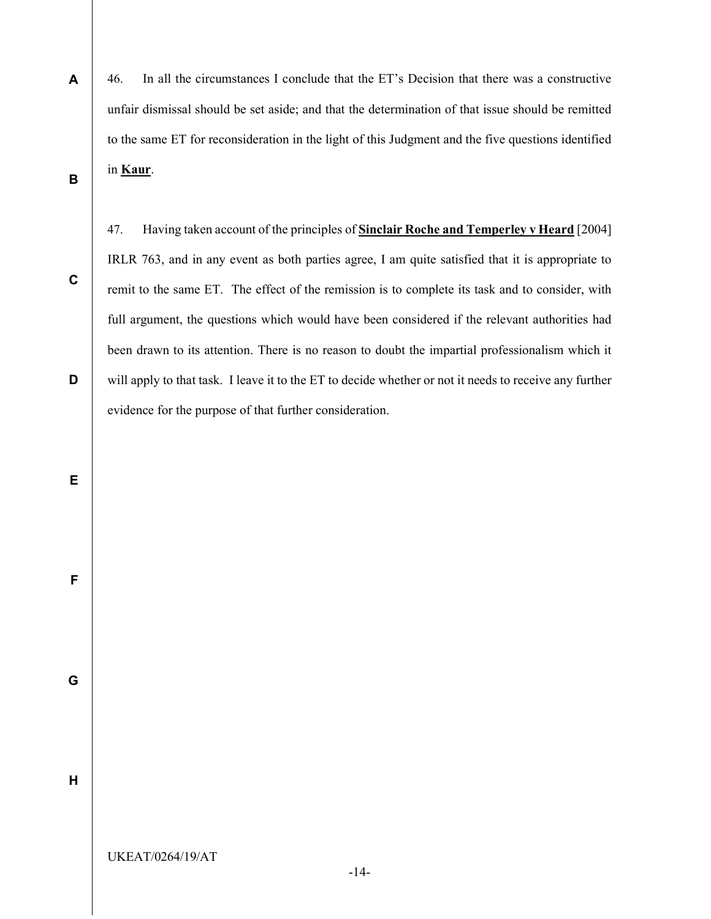46. In all the circumstances I conclude that the ET's Decision that there was a constructive unfair dismissal should be set aside; and that the determination of that issue should be remitted to the same ET for reconsideration in the light of this Judgment and the five questions identified in **Kaur**.

47. Having taken account of the principles of **Sinclair Roche and Temperley v Heard** [2004] IRLR 763, and in any event as both parties agree, I am quite satisfied that it is appropriate to remit to the same ET. The effect of the remission is to complete its task and to consider, with full argument, the questions which would have been considered if the relevant authorities had been drawn to its attention. There is no reason to doubt the impartial professionalism which it will apply to that task. I leave it to the ET to decide whether or not it needs to receive any further evidence for the purpose of that further consideration.